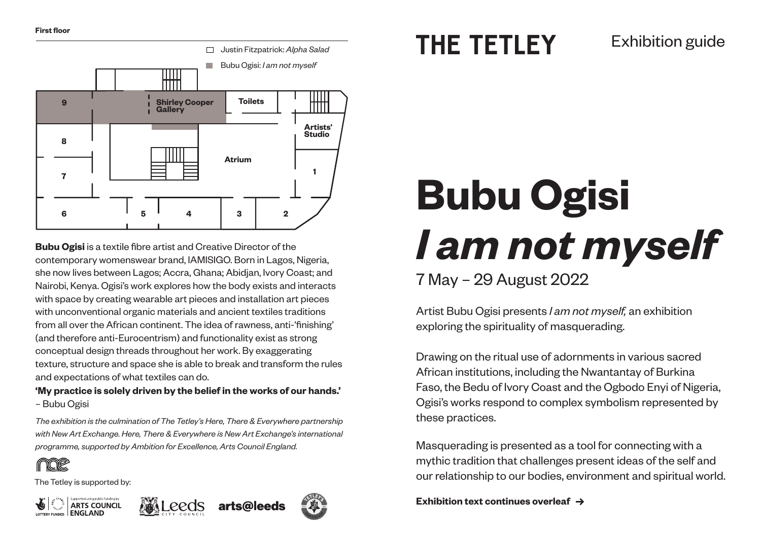**First floor**

☐ Justin Fitzpatrick: *Alpha Salad*

■ Bubu Ogisi: *I am not myself*

9

Shirley Cooper Gallery

Toilets

Artists' Studio

8

Atrium

7

1

6

5

4

3

2

**Bubu Ogisi** is a textile fibre artist and Creative Director of the contemporary womenswear brand, IAMISIGO. Born in Lagos, Nigeria, she now lives between Lagos; Accra, Ghana; Abidjan, Ivory Coast; and Nairobi, Kenya. Ogisi's work explores how the body exists and interacts with space by creating wearable art pieces and installation art pieces with unconventional organic materials and ancient textiles traditions from all over the African continent. The idea of rawness, anti-'finishing' (and therefore anti-Eurocentrism) and functionality exist as strong conceptual design threads throughout her work. By exaggerating texture, structure and space she is able to break and transform the rules and expectations of what textiles can do.

**'My practice is solely driven by the belief in the works of our hands.'**
– Bubu Ogisi

*The exhibition is the culmination of The Tetley's Here, There & Everywhere partnership with New Art Exchange. Here, There & Everywhere is New Art Exchange's international programme, supported by Ambition for Excellence, Arts Council England.*

The Tetley is supported by:

THE TETLEY

Exhibition guide

# Bubu Ogisi *I am not myself*

7 May – 29 August 2022

Artist Bubu Ogisi presents *I am not myself,* an exhibition exploring the spirituality of masquerading.

Drawing on the ritual use of adornments in various sacred African institutions, including the Nwantantay of Burkina Faso, the Bedu of Ivory Coast and the Ogbodo Enyi of Nigeria, Ogisi's works respond to complex symbolism represented by these practices.

Masquerading is presented as a tool for connecting with a mythic tradition that challenges present ideas of the self and our relationship to our bodies, environment and spiritual world.

**Exhibition text continues overleaf →**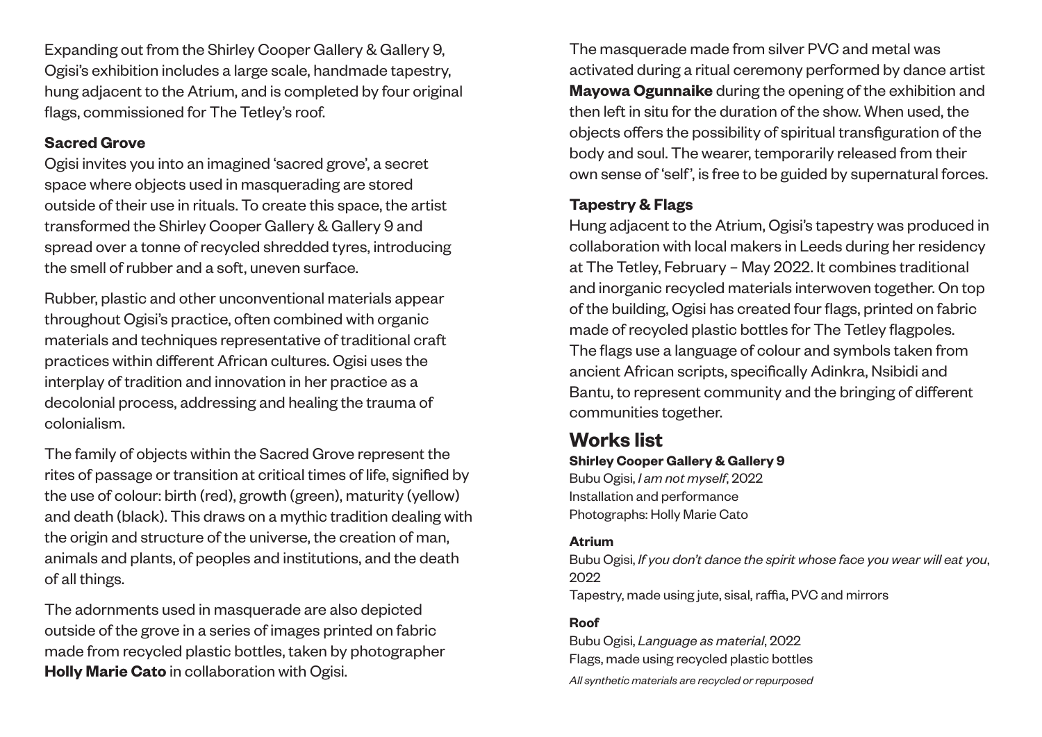Expanding out from the Shirley Cooper Gallery & Gallery 9, Ogisi's exhibition includes a large scale, handmade tapestry, hung adjacent to the Atrium, and is completed by four original flags, commissioned for The Tetley's roof.

### Sacred Grove

Ogisi invites you into an imagined 'sacred grove', a secret space where objects used in masquerading are stored outside of their use in rituals. To create this space, the artist transformed the Shirley Cooper Gallery & Gallery 9 and spread over a tonne of recycled shredded tyres, introducing the smell of rubber and a soft, uneven surface.

Rubber, plastic and other unconventional materials appear throughout Ogisi's practice, often combined with organic materials and techniques representative of traditional craft practices within different African cultures. Ogisi uses the interplay of tradition and innovation in her practice as a decolonial process, addressing and healing the trauma of colonialism.

The family of objects within the Sacred Grove represent the rites of passage or transition at critical times of life, signified by the use of colour: birth (red), growth (green), maturity (yellow) and death (black). This draws on a mythic tradition dealing with the origin and structure of the universe, the creation of man, animals and plants, of peoples and institutions, and the death of all things.

The adornments used in masquerade are also depicted outside of the grove in a series of images printed on fabric made from recycled plastic bottles, taken by photographer **Holly Marie Cato** in collaboration with Ogisi.

The masquerade made from silver PVC and metal was activated during a ritual ceremony performed by dance artist **Mayowa Ogunnaike** during the opening of the exhibition and then left in situ for the duration of the show. When used, the objects offers the possibility of spiritual transfiguration of the body and soul. The wearer, temporarily released from their own sense of 'self', is free to be guided by supernatural forces.

### Tapestry & Flags

Hung adjacent to the Atrium, Ogisi's tapestry was produced in collaboration with local makers in Leeds during her residency at The Tetley, February – May 2022. It combines traditional and inorganic recycled materials interwoven together. On top of the building, Ogisi has created four flags, printed on fabric made of recycled plastic bottles for The Tetley flagpoles. The flags use a language of colour and symbols taken from ancient African scripts, specifically Adinkra, Nsibidi and Bantu, to represent community and the bringing of different communities together.

## Works list

**Shirley Cooper Gallery & Gallery 9**
Bubu Ogisi, *I am not myself*, 2022
Installation and performance
Photographs: Holly Marie Cato

**Atrium**
Bubu Ogisi, *If you don't dance the spirit whose face you wear will eat you*, 2022
Tapestry, made using jute, sisal, raffia, PVC and mirrors

**Roof**
Bubu Ogisi, *Language as material*, 2022
Flags, made using recycled plastic bottles

*All synthetic materials are recycled or repurposed*